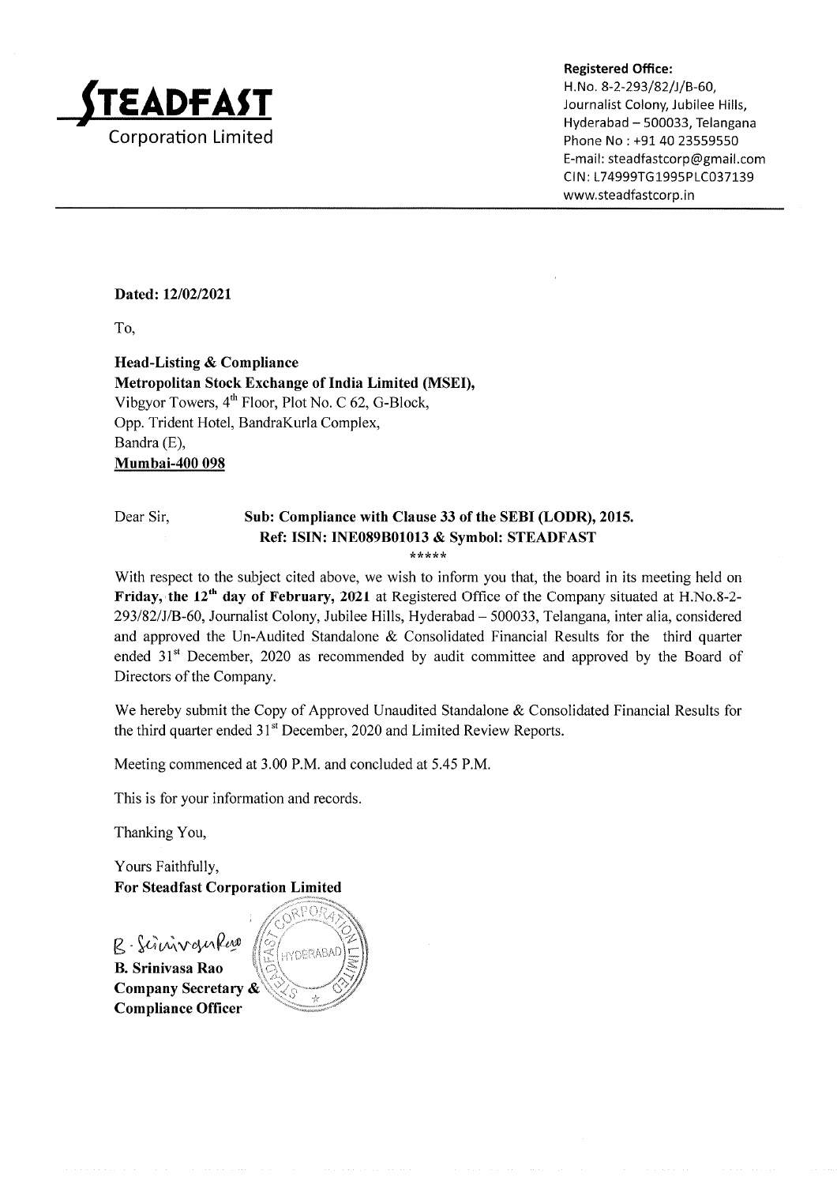# STEADFAST
Corporation Limited

**Registered Office:**
H.No. 8-2-293/82/J/B-60,
Journalist Colony, Jubilee Hills,
Hyderabad – 500033, Telangana
Phone No : +91 40 23559550
E-mail: steadfastcorp@gmail.com
CIN: L74999TG1995PLC037139
www.steadfastcorp.in

---

**Dated: 12/02/2021**

To,

**Head-Listing & Compliance**
**Metropolitan Stock Exchange of India Limited (MSEI),**
Vibgyor Towers, 4th Floor, Plot No. C 62, G-Block,
Opp. Trident Hotel, BandraKurla Complex,
Bandra (E),
**Mumbai-400 098**

Dear Sir,

**Sub: Compliance with Clause 33 of the SEBI (LODR), 2015.**
**Ref: ISIN: INE089B01013 & Symbol: STEADFAST**

*****

With respect to the subject cited above, we wish to inform you that, the board in its meeting held on **Friday, the 12th day of February, 2021** at Registered Office of the Company situated at H.No.8-2-293/82/J/B-60, Journalist Colony, Jubilee Hills, Hyderabad – 500033, Telangana, inter alia, considered and approved the Un-Audited Standalone & Consolidated Financial Results for the third quarter ended 31st December, 2020 as recommended by audit committee and approved by the Board of Directors of the Company.

We hereby submit the Copy of Approved Unaudited Standalone & Consolidated Financial Results for the third quarter ended 31st December, 2020 and Limited Review Reports.

Meeting commenced at 3.00 P.M. and concluded at 5.45 P.M.

This is for your information and records.

Thanking You,

Yours Faithfully,
**For Steadfast Corporation Limited**

B. Srinivasa Rao

**B. Srinivasa Rao**
**Company Secretary &**
**Compliance Officer**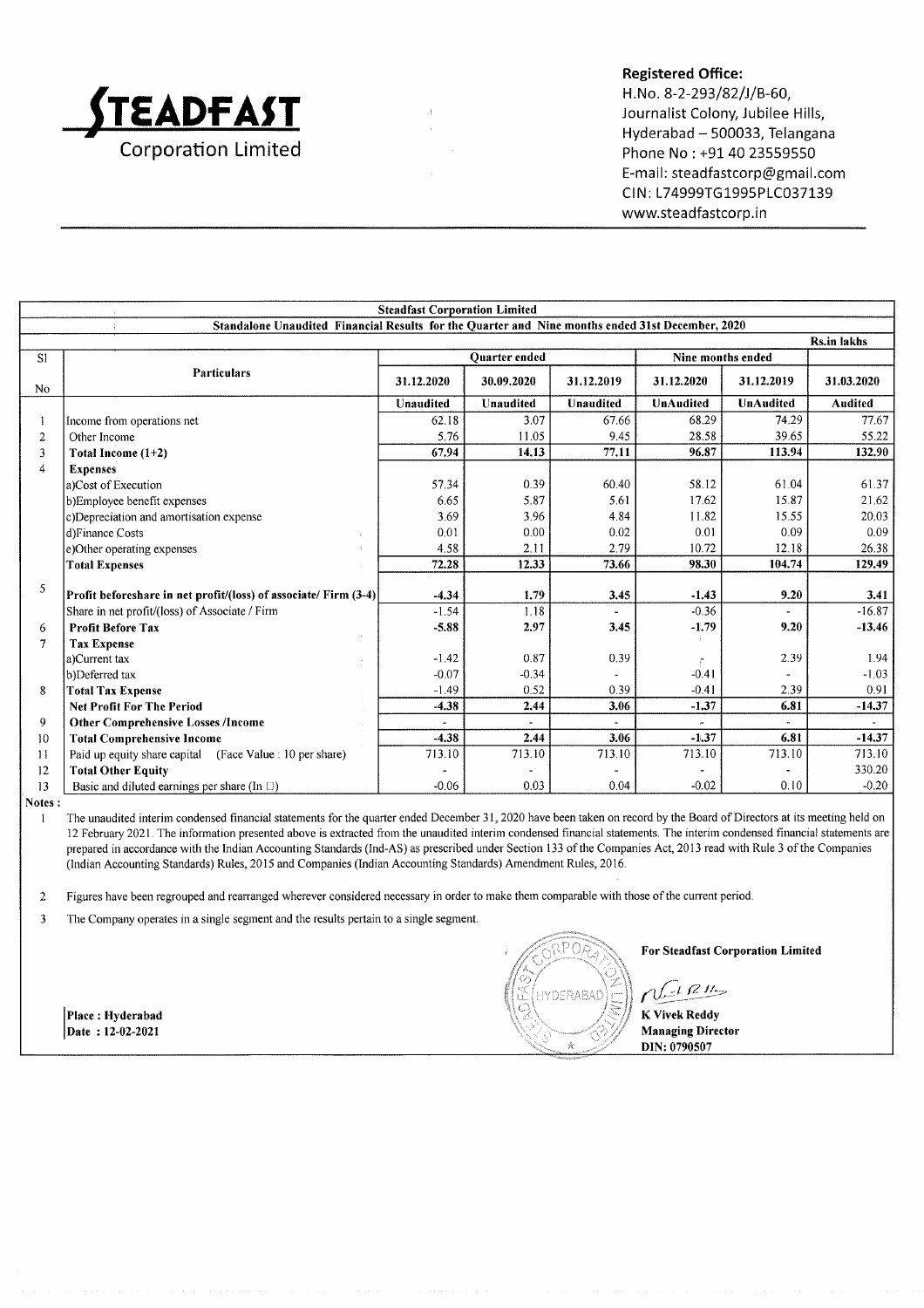**STEADFAST Corporation Limited**

**Registered Office:**
H.No. 8-2-293/82/J/B-60,
Journalist Colony, Jubilee Hills,
Hyderabad – 500033, Telangana
Phone No : +91 40 23559550
E-mail: steadfastcorp@gmail.com
CIN: L74999TG1995PLC037139
www.steadfastcorp.in

**Steadfast Corporation Limited**

**Standalone Unaudited Financial Results for the Quarter and Nine months ended 31st December, 2020**

Rs.in lakhs

| Sl No | Particulars | Quarter ended | | | Nine months ended | | |
|---|---|---|---|---|---|---|---|
| | | 31.12.2020 | 30.09.2020 | 31.12.2019 | 31.12.2020 | 31.12.2019 | 31.03.2020 |
| | | Unaudited | Unaudited | Unaudited | UnAudited | UnAudited | Audited |
| 1 | Income from operations net | 62.18 | 3.07 | 67.66 | 68.29 | 74.29 | 77.67 |
| 2 | Other Income | 5.76 | 11.05 | 9.45 | 28.58 | 39.65 | 55.22 |
| 3 | **Total Income (1+2)** | **67.94** | **14.13** | **77.11** | **96.87** | **113.94** | **132.90** |
| 4 | **Expenses** | | | | | | |
| | a)Cost of Execution | 57.34 | 0.39 | 60.40 | 58.12 | 61.04 | 61.37 |
| | b)Employee benefit expenses | 6.65 | 5.87 | 5.61 | 17.62 | 15.87 | 21.62 |
| | c)Depreciation and amortisation expense | 3.69 | 3.96 | 4.84 | 11.82 | 15.55 | 20.03 |
| | d)Finance Costs | 0.01 | 0.00 | 0.02 | 0.01 | 0.09 | 0.09 |
| | e)Other operating expenses | 4.58 | 2.11 | 2.79 | 10.72 | 12.18 | 26.38 |
| | **Total Expenses** | **72.28** | **12.33** | **73.66** | **98.30** | **104.74** | **129.49** |
| 5 | **Profit beforeshare in net profit/(loss) of associate/ Firm (3-4)** | **-4.34** | **1.79** | **3.45** | **-1.43** | **9.20** | **3.41** |
| | Share in net profit/(loss) of Associate / Firm | -1.54 | 1.18 | - | -0.36 | - | -16.87 |
| 6 | **Profit Before Tax** | **-5.88** | **2.97** | **3.45** | **-1.79** | **9.20** | **-13.46** |
| 7 | **Tax Expense** | | | | | | |
| | a)Current tax | -1.42 | 0.87 | 0.39 | - | 2.39 | 1.94 |
| | b)Deferred tax | -0.07 | -0.34 | - | -0.41 | - | -1.03 |
| 8 | **Total Tax Expense** | -1.49 | 0.52 | 0.39 | -0.41 | 2.39 | 0.91 |
| | **Net Profit For The Period** | **-4.38** | **2.44** | **3.06** | **-1.37** | **6.81** | **-14.37** |
| 9 | **Other Comprehensive Losses /Income** | - | - | - | - | - | - |
| 10 | **Total Comprehensive Income** | **-4.38** | **2.44** | **3.06** | **-1.37** | **6.81** | **-14.37** |
| 11 | Paid up equity share capital (Face Value : 10 per share) | 713.10 | 713.10 | 713.10 | 713.10 | 713.10 | 713.10 |
| 12 | **Total Other Equity** | - | - | - | - | - | 330.20 |
| 13 | Basic and diluted earnings per share (In □) | -0.06 | 0.03 | 0.04 | -0.02 | 0.10 | -0.20 |

**Notes :**

1. The unaudited interim condensed financial statements for the quarter ended December 31, 2020 have been taken on record by the Board of Directors at its meeting held on 12 February 2021. The information presented above is extracted from the unaudited interim condensed financial statements. The interim condensed financial statements are prepared in accordance with the Indian Accounting Standards (Ind-AS) as prescribed under Section 133 of the Companies Act, 2013 read with Rule 3 of the Companies (Indian Accounting Standards) Rules, 2015 and Companies (Indian Accounting Standards) Amendment Rules, 2016.

2. Figures have been regrouped and rearranged wherever considered necessary in order to make them comparable with those of the current period.

3. The Company operates in a single segment and the results pertain to a single segment.

**Place : Hyderabad**
**Date : 12-02-2021**

**For Steadfast Corporation Limited**

**K Vivek Reddy**
**Managing Director**
**DIN: 0790507**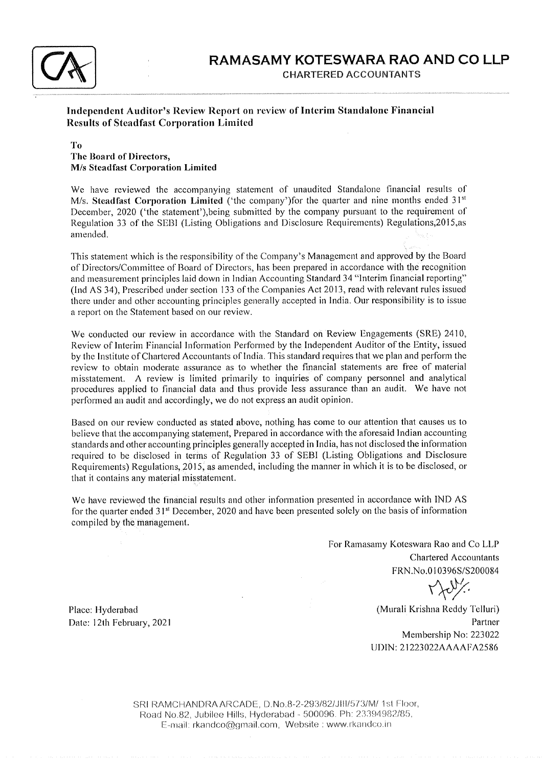# RAMASAMY KOTESWARA RAO AND CO LLP

CHARTERED ACCOUNTANTS

**Independent Auditor's Review Report on review of Interim Standalone Financial Results of Steadfast Corporation Limited**

**To**
**The Board of Directors,**
**M/s Steadfast Corporation Limited**

We have reviewed the accompanying statement of unaudited Standalone financial results of M/s. **Steadfast Corporation Limited** ('the company')for the quarter and nine months ended 31st December, 2020 ('the statement'),being submitted by the company pursuant to the requirement of Regulation 33 of the SEBI (Listing Obligations and Disclosure Requirements) Regulations,2015,as amended.

This statement which is the responsibility of the Company's Management and approved by the Board of Directors/Committee of Board of Directors, has been prepared in accordance with the recognition and measurement principles laid down in Indian Accounting Standard 34 "Interim financial reporting" (Ind AS 34), Prescribed under section 133 of the Companies Act 2013, read with relevant rules issued there under and other accounting principles generally accepted in India. Our responsibility is to issue a report on the Statement based on our review.

We conducted our review in accordance with the Standard on Review Engagements (SRE) 2410, Review of Interim Financial Information Performed by the Independent Auditor of the Entity, issued by the Institute of Chartered Accountants of India. This standard requires that we plan and perform the review to obtain moderate assurance as to whether the financial statements are free of material misstatement. A review is limited primarily to inquiries of company personnel and analytical procedures applied to financial data and thus provide less assurance than an audit. We have not performed an audit and accordingly, we do not express an audit opinion.

Based on our review conducted as stated above, nothing has come to our attention that causes us to believe that the accompanying statement, Prepared in accordance with the aforesaid Indian accounting standards and other accounting principles generally accepted in India, has not disclosed the information required to be disclosed in terms of Regulation 33 of SEBI (Listing Obligations and Disclosure Requirements) Regulations, 2015, as amended, including the manner in which it is to be disclosed, or that it contains any material misstatement.

We have reviewed the financial results and other information presented in accordance with IND AS for the quarter ended 31st December, 2020 and have been presented solely on the basis of information compiled by the management.

For Ramasamy Koteswara Rao and Co LLP
Chartered Accountants
FRN.No.010396S/S200084

(Murali Krishna Reddy Telluri)
Partner
Membership No: 223022
UDIN: 21223022AAAAFA2586

Place: Hyderabad
Date: 12th February, 2021

SRI RAMCHANDRA ARCADE, D.No.8-2-293/82/JIII/573/M/ 1st Floor, Road No.82, Jubilee Hills, Hyderabad - 500096. Ph: 23394982/85, E-mail: rkandco@gmail.com, Website : www.rkandco.in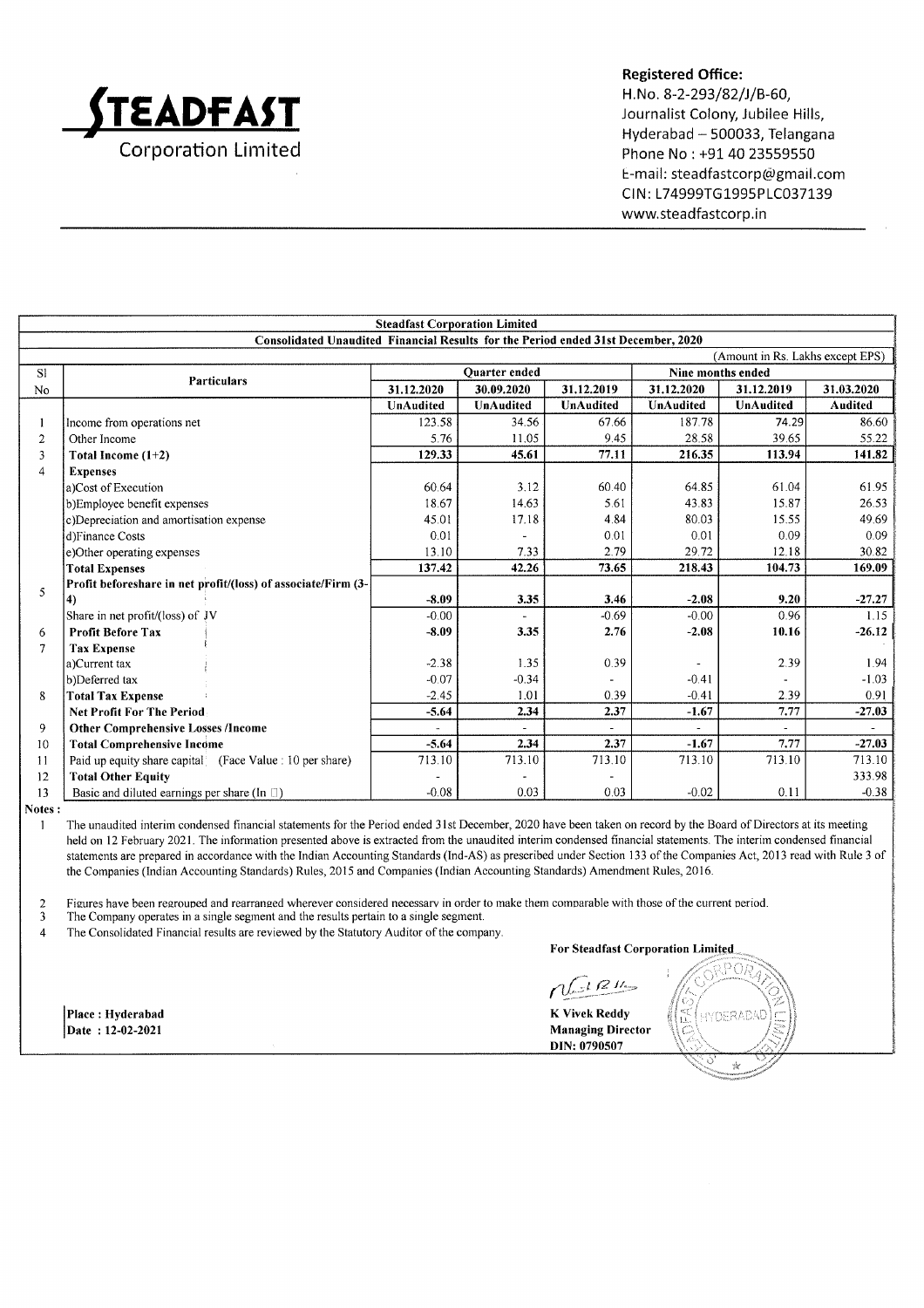**STEADFAST**
Corporation Limited

**Registered Office:**
H.No. 8-2-293/82/J/B-60,
Journalist Colony, Jubilee Hills,
Hyderabad – 500033, Telangana
Phone No : +91 40 23559550
E-mail: steadfastcorp@gmail.com
CIN: L74999TG1995PLC037139
www.steadfastcorp.in

**Steadfast Corporation Limited**

**Consolidated Unaudited Financial Results for the Period ended 31st December, 2020**

(Amount in Rs. Lakhs except EPS)

| Sl No | Particulars | Quarter ended | | | Nine months ended | | |
|---|---|---|---|---|---|---|---|
| | | 31.12.2020 | 30.09.2020 | 31.12.2019 | 31.12.2020 | 31.12.2019 | 31.03.2020 |
| | | UnAudited | UnAudited | UnAudited | UnAudited | UnAudited | Audited |
| 1 | Income from operations net | 123.58 | 34.56 | 67.66 | 187.78 | 74.29 | 86.60 |
| 2 | Other Income | 5.76 | 11.05 | 9.45 | 28.58 | 39.65 | 55.22 |
| 3 | **Total Income (1+2)** | **129.33** | **45.61** | **77.11** | **216.35** | **113.94** | **141.82** |
| 4 | **Expenses** | | | | | | |
| | a)Cost of Execution | 60.64 | 3.12 | 60.40 | 64.85 | 61.04 | 61.95 |
| | b)Employee benefit expenses | 18.67 | 14.63 | 5.61 | 43.83 | 15.87 | 26.53 |
| | c)Depreciation and amortisation expense | 45.01 | 17.18 | 4.84 | 80.03 | 15.55 | 49.69 |
| | d)Finance Costs | 0.01 | - | 0.01 | 0.01 | 0.09 | 0.09 |
| | e)Other operating expenses | 13.10 | 7.33 | 2.79 | 29.72 | 12.18 | 30.82 |
| | **Total Expenses** | **137.42** | **42.26** | **73.65** | **218.43** | **104.73** | **169.09** |
| 5 | **Profit beforeshare in net profit/(loss) of associate/Firm (3-4)** | **-8.09** | **3.35** | **3.46** | **-2.08** | **9.20** | **-27.27** |
| | Share in net profit/(loss) of JV | -0.00 | - | -0.69 | -0.00 | 0.96 | 1.15 |
| 6 | **Profit Before Tax** | **-8.09** | **3.35** | **2.76** | **-2.08** | **10.16** | **-26.12** |
| 7 | **Tax Expense** | | | | | | |
| | a)Current tax | -2.38 | 1.35 | 0.39 | - | 2.39 | 1.94 |
| | b)Deferred tax | -0.07 | -0.34 | - | -0.41 | - | -1.03 |
| 8 | **Total Tax Expense** | -2.45 | 1.01 | 0.39 | -0.41 | 2.39 | 0.91 |
| | **Net Profit For The Period** | **-5.64** | **2.34** | **2.37** | **-1.67** | **7.77** | **-27.03** |
| 9 | **Other Comprehensive Losses /Income** | - | - | - | - | - | - |
| 10 | **Total Comprehensive Income** | **-5.64** | **2.34** | **2.37** | **-1.67** | **7.77** | **-27.03** |
| 11 | Paid up equity share capital (Face Value : 10 per share) | 713.10 | 713.10 | 713.10 | 713.10 | 713.10 | 713.10 |
| 12 | **Total Other Equity** | - | - | - | | | 333.98 |
| 13 | Basic and diluted earnings per share (In ₹) | -0.08 | 0.03 | 0.03 | -0.02 | 0.11 | -0.38 |

**Notes :**

1. The unaudited interim condensed financial statements for the Period ended 31st December, 2020 have been taken on record by the Board of Directors at its meeting held on 12 February 2021. The information presented above is extracted from the unaudited interim condensed financial statements. The interim condensed financial statements are prepared in accordance with the Indian Accounting Standards (Ind-AS) as prescribed under Section 133 of the Companies Act, 2013 read with Rule 3 of the Companies (Indian Accounting Standards) Rules, 2015 and Companies (Indian Accounting Standards) Amendment Rules, 2016.
2. Figures have been regrouped and rearranged wherever considered necessary in order to make them comparable with those of the current period.
3. The Company operates in a single segment and the results pertain to a single segment.
4. The Consolidated Financial results are reviewed by the Statutory Auditor of the company.

**For Steadfast Corporation Limited**

**K Vivek Reddy**
**Managing Director**
**DIN: 0790507**

**Place : Hyderabad**
**Date : 12-02-2021**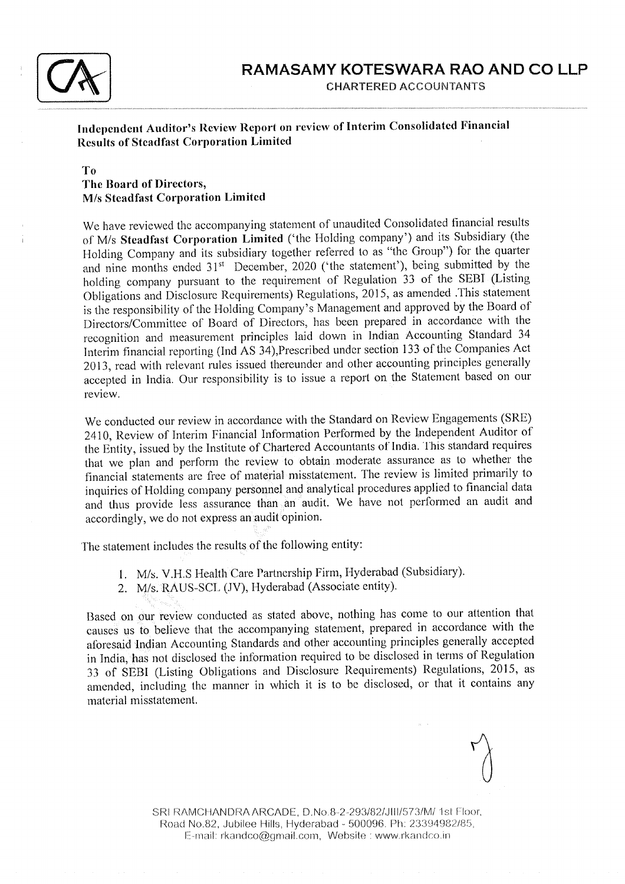# RAMASAMY KOTESWARA RAO AND CO LLP

CHARTERED ACCOUNTANTS

**Independent Auditor's Review Report on review of Interim Consolidated Financial Results of Steadfast Corporation Limited**

**To**
**The Board of Directors,**
**M/s Steadfast Corporation Limited**

We have reviewed the accompanying statement of unaudited Consolidated financial results of M/s **Steadfast Corporation Limited** ('the Holding company') and its Subsidiary (the Holding Company and its subsidiary together referred to as "the Group") for the quarter and nine months ended 31st December, 2020 ('the statement'), being submitted by the holding company pursuant to the requirement of Regulation 33 of the SEBI (Listing Obligations and Disclosure Requirements) Regulations, 2015, as amended .This statement is the responsibility of the Holding Company's Management and approved by the Board of Directors/Committee of Board of Directors, has been prepared in accordance with the recognition and measurement principles laid down in Indian Accounting Standard 34 Interim financial reporting (Ind AS 34),Prescribed under section 133 of the Companies Act 2013, read with relevant rules issued thereunder and other accounting principles generally accepted in India. Our responsibility is to issue a report on the Statement based on our review.

We conducted our review in accordance with the Standard on Review Engagements (SRE) 2410, Review of Interim Financial Information Performed by the Independent Auditor of the Entity, issued by the Institute of Chartered Accountants of India. This standard requires that we plan and perform the review to obtain moderate assurance as to whether the financial statements are free of material misstatement. The review is limited primarily to inquiries of Holding company personnel and analytical procedures applied to financial data and thus provide less assurance than an audit. We have not performed an audit and accordingly, we do not express an audit opinion.

The statement includes the results of the following entity:

1. M/s. V.H.S Health Care Partnership Firm, Hyderabad (Subsidiary).
2. M/s. RAUS-SCL (JV), Hyderabad (Associate entity).

Based on our review conducted as stated above, nothing has come to our attention that causes us to believe that the accompanying statement, prepared in accordance with the aforesaid Indian Accounting Standards and other accounting principles generally accepted in India, has not disclosed the information required to be disclosed in terms of Regulation 33 of SEBI (Listing Obligations and Disclosure Requirements) Regulations, 2015, as amended, including the manner in which it is to be disclosed, or that it contains any material misstatement.

SRI RAMCHANDRA ARCADE, D.No.8-2-293/82/JIII/573/M/ 1st Floor, Road No.82, Jubilee Hills, Hyderabad - 500096. Ph: 23394982/85, E-mail: rkandco@gmail.com, Website : www.rkandco.in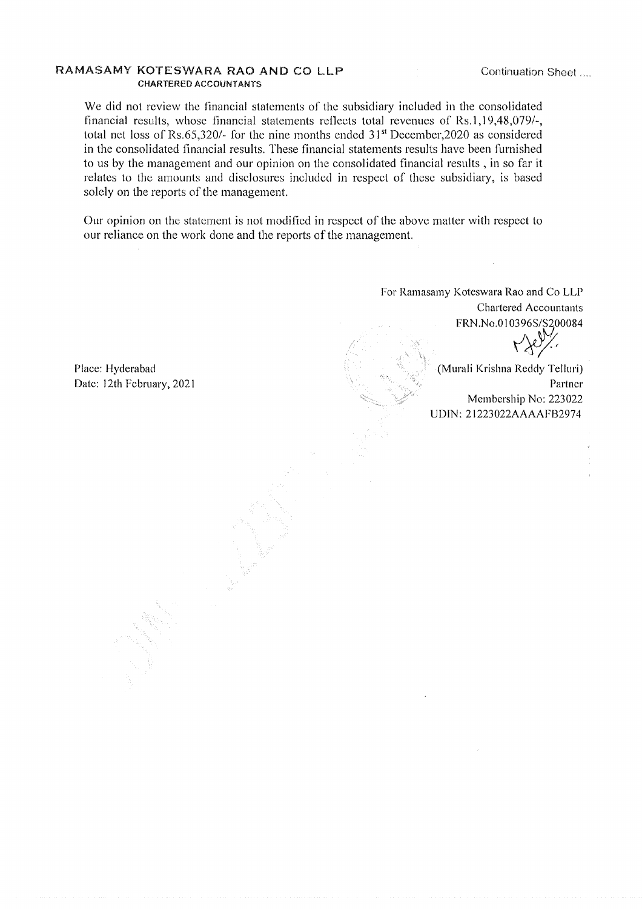**RAMASAMY KOTESWARA RAO AND CO LLP**
**CHARTERED ACCOUNTANTS**

Continuation Sheet ....

We did not review the financial statements of the subsidiary included in the consolidated financial results, whose financial statements reflects total revenues of Rs.1,19,48,079/-, total net loss of Rs.65,320/- for the nine months ended 31st December,2020 as considered in the consolidated financial results. These financial statements results have been furnished to us by the management and our opinion on the consolidated financial results , in so far it relates to the amounts and disclosures included in respect of these subsidiary, is based solely on the reports of the management.

Our opinion on the statement is not modified in respect of the above matter with respect to our reliance on the work done and the reports of the management.

For Ramasamy Koteswara Rao and Co LLP
Chartered Accountants
FRN.No.010396S/S200084

(Murali Krishna Reddy Telluri)
Partner
Membership No: 223022
UDIN: 21223022AAAAFB2974

Place: Hyderabad
Date: 12th February, 2021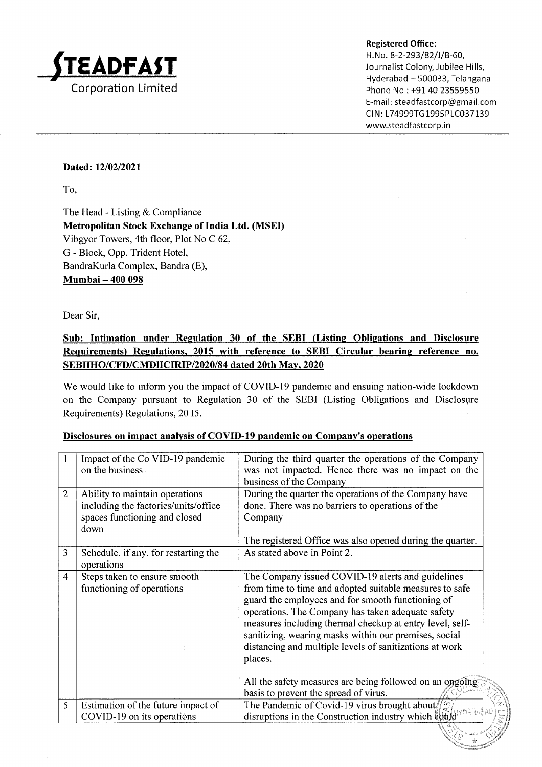**STEADFAST Corporation Limited**

**Registered Office:**
H.No. 8-2-293/82/J/B-60,
Journalist Colony, Jubilee Hills,
Hyderabad – 500033, Telangana
Phone No : +91 40 23559550
E-mail: steadfastcorp@gmail.com
CIN: L74999TG1995PLC037139
www.steadfastcorp.in

**Dated: 12/02/2021**

To,

The Head - Listing & Compliance
**Metropolitan Stock Exchange of India Ltd. (MSEI)**
Vibgyor Towers, 4th floor, Plot No C 62,
G - Block, Opp. Trident Hotel,
BandraKurla Complex, Bandra (E),
**Mumbai – 400 098**

Dear Sir,

**Sub: Intimation under Regulation 30 of the SEBI (Listing Obligations and Disclosure Requirements) Regulations, 2015 with reference to SEBI Circular bearing reference no. SEBIIHO/CFD/CMDIICIRIP/2020/84 dated 20th May, 2020**

We would like to inform you the impact of COVID-19 pandemic and ensuing nation-wide lockdown on the Company pursuant to Regulation 30 of the SEBI (Listing Obligations and Disclosure Requirements) Regulations, 20 I5.

**Disclosures on impact analysis of COVID-19 pandemic on Company's operations**

| | | |
|---|---|---|
| 1 | Impact of the Co VID-19 pandemic on the business | During the third quarter the operations of the Company was not impacted. Hence there was no impact on the business of the Company |
| 2 | Ability to maintain operations including the factories/units/office spaces functioning and closed down | During the quarter the operations of the Company have done. There was no barriers to operations of the Company<br><br>The registered Office was also opened during the quarter. |
| 3 | Schedule, if any, for restarting the operations | As stated above in Point 2. |
| 4 | Steps taken to ensure smooth functioning of operations | The Company issued COVID-19 alerts and guidelines from time to time and adopted suitable measures to safe guard the employees and for smooth functioning of operations. The Company has taken adequate safety measures including thermal checkup at entry level, self-sanitizing, wearing masks within our premises, social distancing and multiple levels of sanitizations at work places.<br><br>All the safety measures are being followed on an ongoing basis to prevent the spread of virus. |
| 5 | Estimation of the future impact of COVID-19 on its operations | The Pandemic of Covid-19 virus brought about disruptions in the Construction industry which could |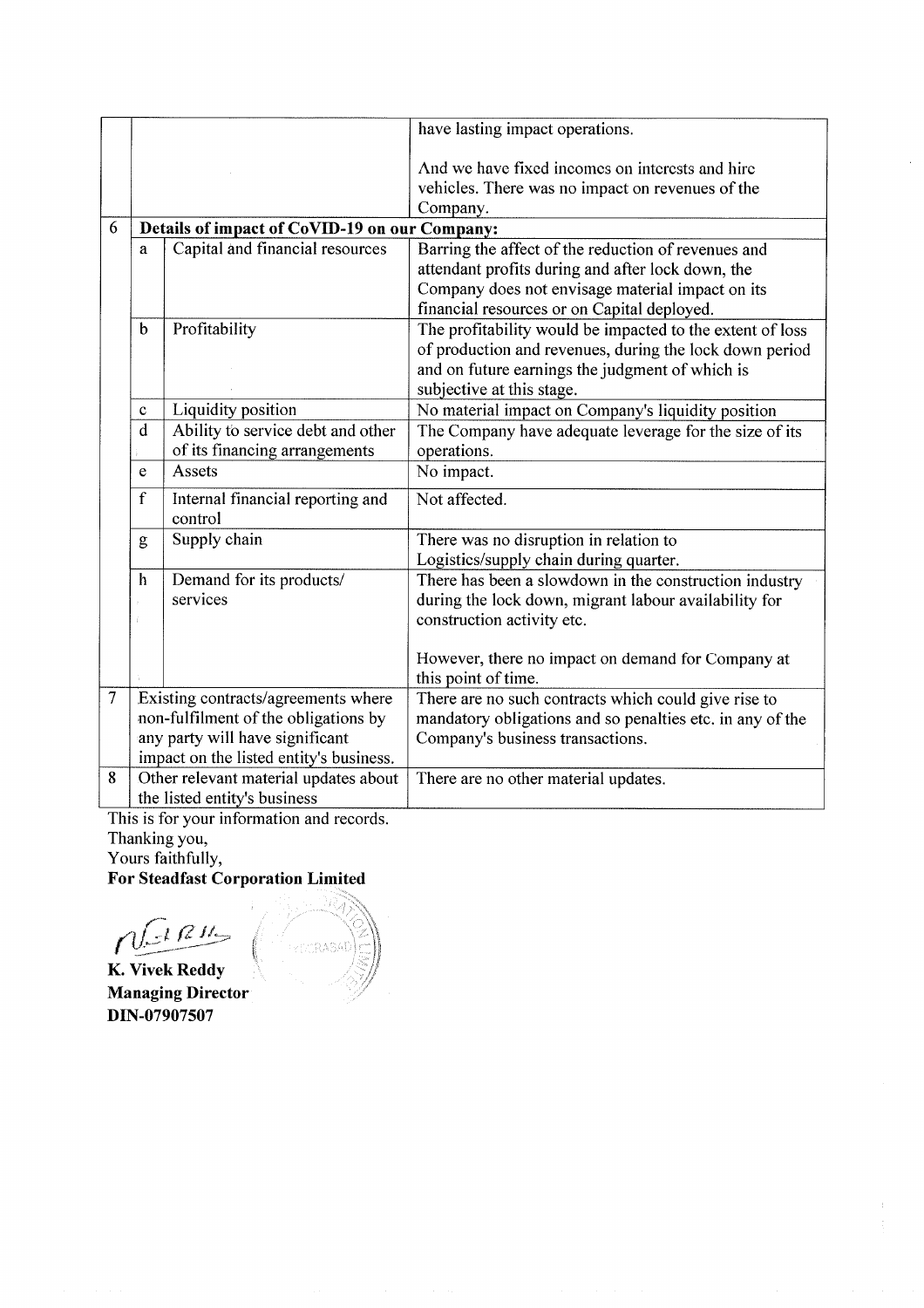| | | | |
|---|---|---|---|
| | | | have lasting impact operations.<br><br>And we have fixed incomes on interests and hire vehicles. There was no impact on revenues of the Company. |
| 6 | **Details of impact of CoVID-19 on our Company:** | | |
| | a | Capital and financial resources | Barring the affect of the reduction of revenues and attendant profits during and after lock down, the Company does not envisage material impact on its financial resources or on Capital deployed. |
| | b | Profitability | The profitability would be impacted to the extent of loss of production and revenues, during the lock down period and on future earnings the judgment of which is subjective at this stage. |
| | c | Liquidity position | No material impact on Company's liquidity position |
| | d | Ability to service debt and other of its financing arrangements | The Company have adequate leverage for the size of its operations. |
| | e | Assets | No impact. |
| | f | Internal financial reporting and control | Not affected. |
| | g | Supply chain | There was no disruption in relation to Logistics/supply chain during quarter. |
| | h | Demand for its products/ services | There has been a slowdown in the construction industry during the lock down, migrant labour availability for construction activity etc.<br><br>However, there no impact on demand for Company at this point of time. |
| 7 | Existing contracts/agreements where non-fulfilment of the obligations by any party will have significant impact on the listed entity's business. | | There are no such contracts which could give rise to mandatory obligations and so penalties etc. in any of the Company's business transactions. |
| 8 | Other relevant material updates about the listed entity's business | | There are no other material updates. |

This is for your information and records.

Thanking you,

Yours faithfully,

**For Steadfast Corporation Limited**

**K. Vivek Reddy**
**Managing Director**
**DIN-07907507**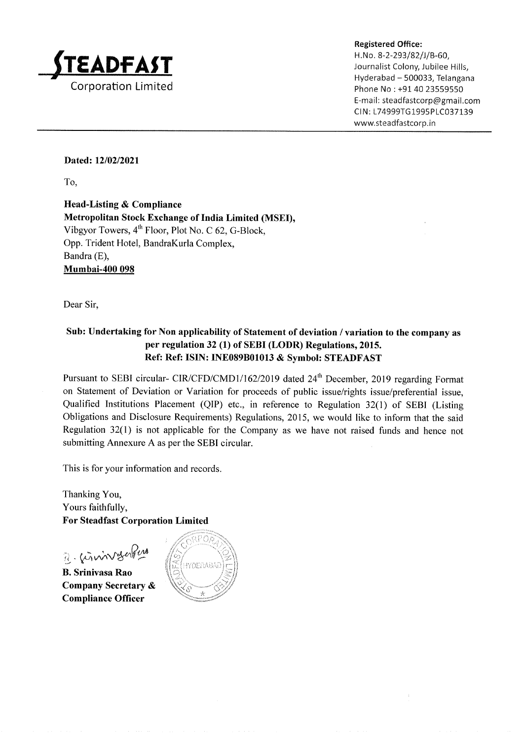**STEADFAST**
Corporation Limited

**Registered Office:**
H.No. 8-2-293/82/J/B-60,
Journalist Colony, Jubilee Hills,
Hyderabad – 500033, Telangana
Phone No : +91 40 23559550
E-mail: steadfastcorp@gmail.com
CIN: L74999TG1995PLC037139
www.steadfastcorp.in

**Dated: 12/02/2021**

To,

**Head-Listing & Compliance**
**Metropolitan Stock Exchange of India Limited (MSEI),**
Vibgyor Towers, 4th Floor, Plot No. C 62, G-Block,
Opp. Trident Hotel, BandraKurla Complex,
Bandra (E),
**Mumbai-400 098**

Dear Sir,

**Sub: Undertaking for Non applicability of Statement of deviation / variation to the company as per regulation 32 (1) of SEBI (LODR) Regulations, 2015.**
**Ref: Ref: ISIN: INE089B01013 & Symbol: STEADFAST**

Pursuant to SEBI circular- CIR/CFD/CMD1/162/2019 dated 24th December, 2019 regarding Format on Statement of Deviation or Variation for proceeds of public issue/rights issue/preferential issue, Qualified Institutions Placement (QIP) etc., in reference to Regulation 32(1) of SEBI (Listing Obligations and Disclosure Requirements) Regulations, 2015, we would like to inform that the said Regulation 32(1) is not applicable for the Company as we have not raised funds and hence not submitting Annexure A as per the SEBI circular.

This is for your information and records.

Thanking You,
Yours faithfully,
**For Steadfast Corporation Limited**

**B. Srinivasa Rao**
**Company Secretary &**
**Compliance Officer**